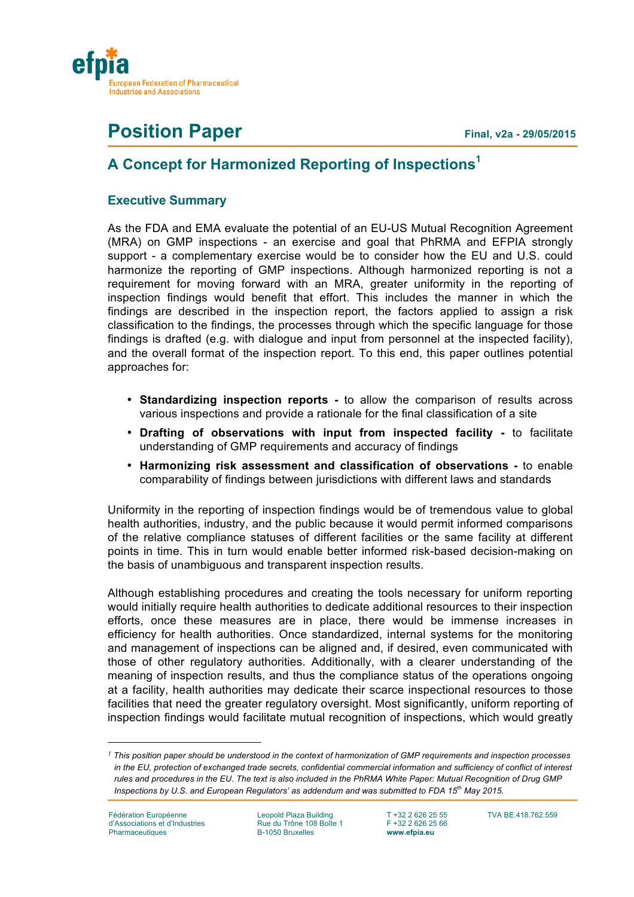efpia

European Federation of Pharmaceutical Industries and Associations

# Position Paper

**Final, v2a - 29/05/2015**

## A Concept for Harmonized Reporting of Inspections[1]

### Executive Summary

As the FDA and EMA evaluate the potential of an EU-US Mutual Recognition Agreement (MRA) on GMP inspections - an exercise and goal that PhRMA and EFPIA strongly support - a complementary exercise would be to consider how the EU and U.S. could harmonize the reporting of GMP inspections. Although harmonized reporting is not a requirement for moving forward with an MRA, greater uniformity in the reporting of inspection findings would benefit that effort. This includes the manner in which the findings are described in the inspection report, the factors applied to assign a risk classification to the findings, the processes through which the specific language for those findings is drafted (e.g. with dialogue and input from personnel at the inspected facility), and the overall format of the inspection report. To this end, this paper outlines potential approaches for:

- **Standardizing inspection reports -** to allow the comparison of results across various inspections and provide a rationale for the final classification of a site
- **Drafting of observations with input from inspected facility -** to facilitate understanding of GMP requirements and accuracy of findings
- **Harmonizing risk assessment and classification of observations -** to enable comparability of findings between jurisdictions with different laws and standards

Uniformity in the reporting of inspection findings would be of tremendous value to global health authorities, industry, and the public because it would permit informed comparisons of the relative compliance statuses of different facilities or the same facility at different points in time. This in turn would enable better informed risk-based decision-making on the basis of unambiguous and transparent inspection results.

Although establishing procedures and creating the tools necessary for uniform reporting would initially require health authorities to dedicate additional resources to their inspection efforts, once these measures are in place, there would be immense increases in efficiency for health authorities. Once standardized, internal systems for the monitoring and management of inspections can be aligned and, if desired, even communicated with those of other regulatory authorities. Additionally, with a clearer understanding of the meaning of inspection results, and thus the compliance status of the operations ongoing at a facility, health authorities may dedicate their scarce inspectional resources to those facilities that need the greater regulatory oversight. Most significantly, uniform reporting of inspection findings would facilitate mutual recognition of inspections, which would greatly

---

[1] *This position paper should be understood in the context of harmonization of GMP requirements and inspection processes in the EU, protection of exchanged trade secrets, confidential commercial information and sufficiency of conflict of interest rules and procedures in the EU. The text is also included in the PhRMA White Paper: Mutual Recognition of Drug GMP Inspections by U.S. and European Regulators' as addendum and was submitted to FDA 15th May 2015.*

Fédération Européenne d'Associations et d'Industries Pharmaceutiques | Leopold Plaza Building, Rue du Trône 108 Boîte 1, B-1050 Bruxelles | T +32 2 626 25 55, F +32 2 626 25 66, **www.efpia.eu** | TVA BE.418.762.559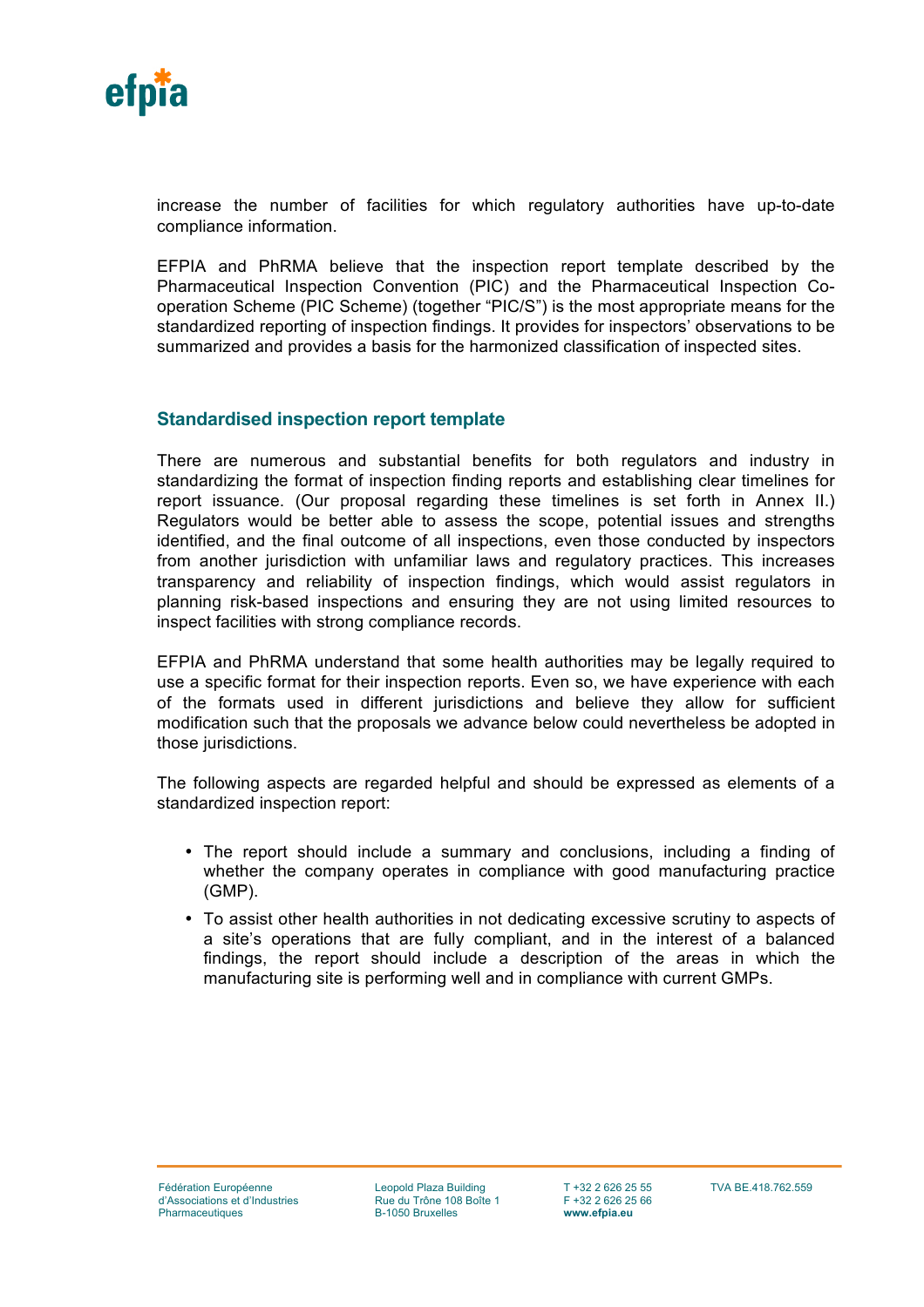increase the number of facilities for which regulatory authorities have up-to-date compliance information.

EFPIA and PhRMA believe that the inspection report template described by the Pharmaceutical Inspection Convention (PIC) and the Pharmaceutical Inspection Co-operation Scheme (PIC Scheme) (together "PIC/S") is the most appropriate means for the standardized reporting of inspection findings. It provides for inspectors' observations to be summarized and provides a basis for the harmonized classification of inspected sites.

## Standardised inspection report template

There are numerous and substantial benefits for both regulators and industry in standardizing the format of inspection finding reports and establishing clear timelines for report issuance. (Our proposal regarding these timelines is set forth in Annex II.) Regulators would be better able to assess the scope, potential issues and strengths identified, and the final outcome of all inspections, even those conducted by inspectors from another jurisdiction with unfamiliar laws and regulatory practices. This increases transparency and reliability of inspection findings, which would assist regulators in planning risk-based inspections and ensuring they are not using limited resources to inspect facilities with strong compliance records.

EFPIA and PhRMA understand that some health authorities may be legally required to use a specific format for their inspection reports. Even so, we have experience with each of the formats used in different jurisdictions and believe they allow for sufficient modification such that the proposals we advance below could nevertheless be adopted in those jurisdictions.

The following aspects are regarded helpful and should be expressed as elements of a standardized inspection report:

- The report should include a summary and conclusions, including a finding of whether the company operates in compliance with good manufacturing practice (GMP).
- To assist other health authorities in not dedicating excessive scrutiny to aspects of a site's operations that are fully compliant, and in the interest of a balanced findings, the report should include a description of the areas in which the manufacturing site is performing well and in compliance with current GMPs.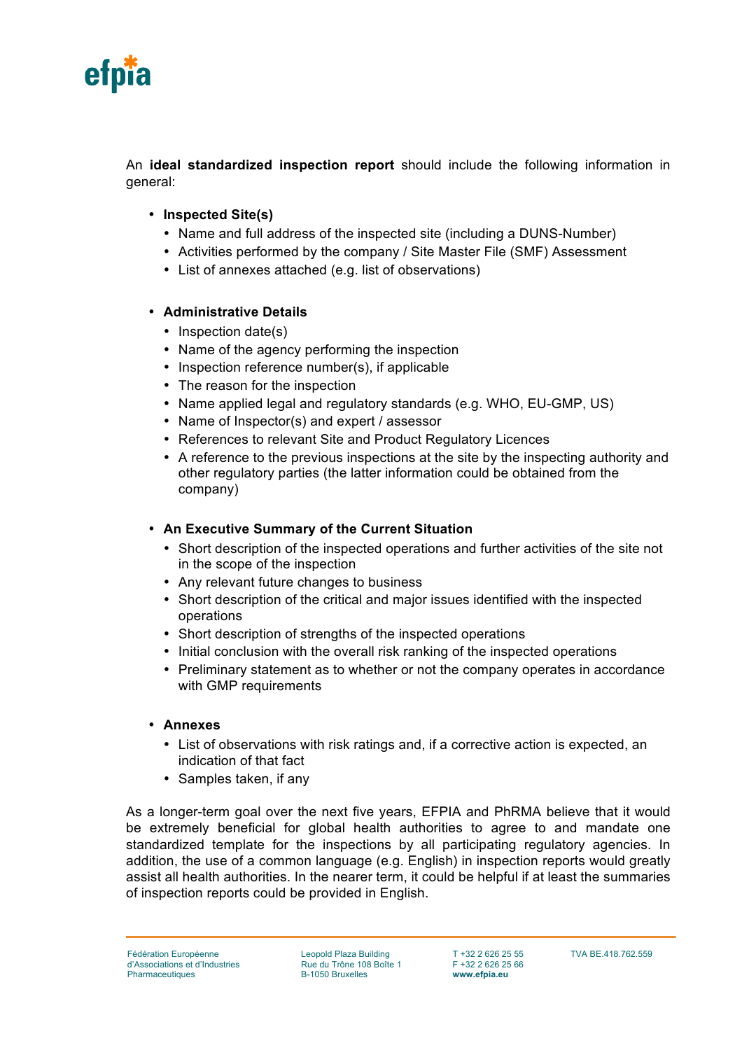An **ideal standardized inspection report** should include the following information in general:

- **Inspected Site(s)**
  - Name and full address of the inspected site (including a DUNS-Number)
  - Activities performed by the company / Site Master File (SMF) Assessment
  - List of annexes attached (e.g. list of observations)

- **Administrative Details**
  - Inspection date(s)
  - Name of the agency performing the inspection
  - Inspection reference number(s), if applicable
  - The reason for the inspection
  - Name applied legal and regulatory standards (e.g. WHO, EU-GMP, US)
  - Name of Inspector(s) and expert / assessor
  - References to relevant Site and Product Regulatory Licences
  - A reference to the previous inspections at the site by the inspecting authority and other regulatory parties (the latter information could be obtained from the company)

- **An Executive Summary of the Current Situation**
  - Short description of the inspected operations and further activities of the site not in the scope of the inspection
  - Any relevant future changes to business
  - Short description of the critical and major issues identified with the inspected operations
  - Short description of strengths of the inspected operations
  - Initial conclusion with the overall risk ranking of the inspected operations
  - Preliminary statement as to whether or not the company operates in accordance with GMP requirements

- **Annexes**
  - List of observations with risk ratings and, if a corrective action is expected, an indication of that fact
  - Samples taken, if any

As a longer-term goal over the next five years, EFPIA and PhRMA believe that it would be extremely beneficial for global health authorities to agree to and mandate one standardized template for the inspections by all participating regulatory agencies. In addition, the use of a common language (e.g. English) in inspection reports would greatly assist all health authorities. In the nearer term, it could be helpful if at least the summaries of inspection reports could be provided in English.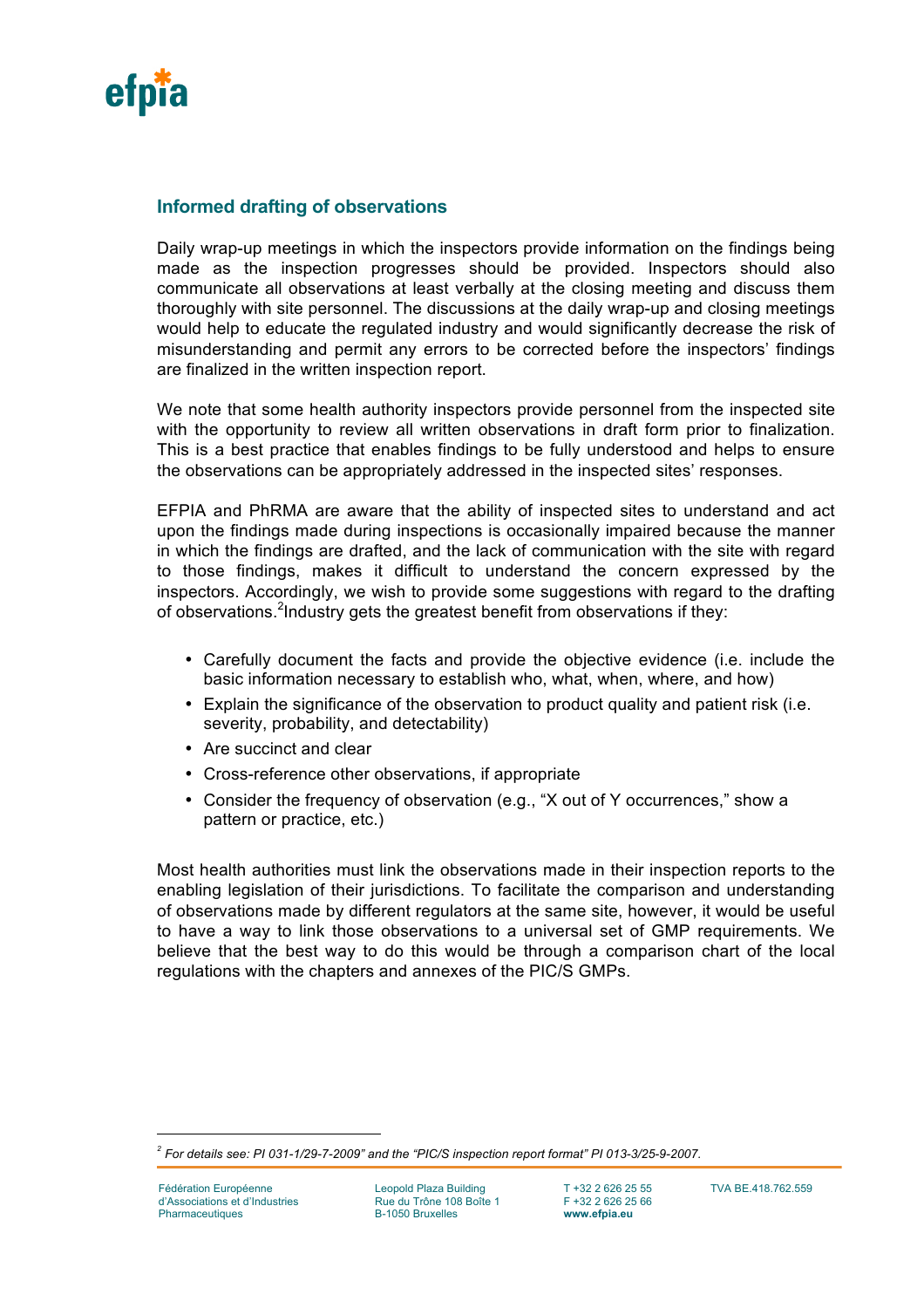## Informed drafting of observations

Daily wrap-up meetings in which the inspectors provide information on the findings being made as the inspection progresses should be provided. Inspectors should also communicate all observations at least verbally at the closing meeting and discuss them thoroughly with site personnel. The discussions at the daily wrap-up and closing meetings would help to educate the regulated industry and would significantly decrease the risk of misunderstanding and permit any errors to be corrected before the inspectors' findings are finalized in the written inspection report.

We note that some health authority inspectors provide personnel from the inspected site with the opportunity to review all written observations in draft form prior to finalization. This is a best practice that enables findings to be fully understood and helps to ensure the observations can be appropriately addressed in the inspected sites' responses.

EFPIA and PhRMA are aware that the ability of inspected sites to understand and act upon the findings made during inspections is occasionally impaired because the manner in which the findings are drafted, and the lack of communication with the site with regard to those findings, makes it difficult to understand the concern expressed by the inspectors. Accordingly, we wish to provide some suggestions with regard to the drafting of observations.[2] Industry gets the greatest benefit from observations if they:

- Carefully document the facts and provide the objective evidence (i.e. include the basic information necessary to establish who, what, when, where, and how)
- Explain the significance of the observation to product quality and patient risk (i.e. severity, probability, and detectability)
- Are succinct and clear
- Cross-reference other observations, if appropriate
- Consider the frequency of observation (e.g., "X out of Y occurrences," show a pattern or practice, etc.)

Most health authorities must link the observations made in their inspection reports to the enabling legislation of their jurisdictions. To facilitate the comparison and understanding of observations made by different regulators at the same site, however, it would be useful to have a way to link those observations to a universal set of GMP requirements. We believe that the best way to do this would be through a comparison chart of the local regulations with the chapters and annexes of the PIC/S GMPs.

---

[2] *For details see: PI 031-1/29-7-2009" and the "PIC/S inspection report format" PI 013-3/25-9-2007.*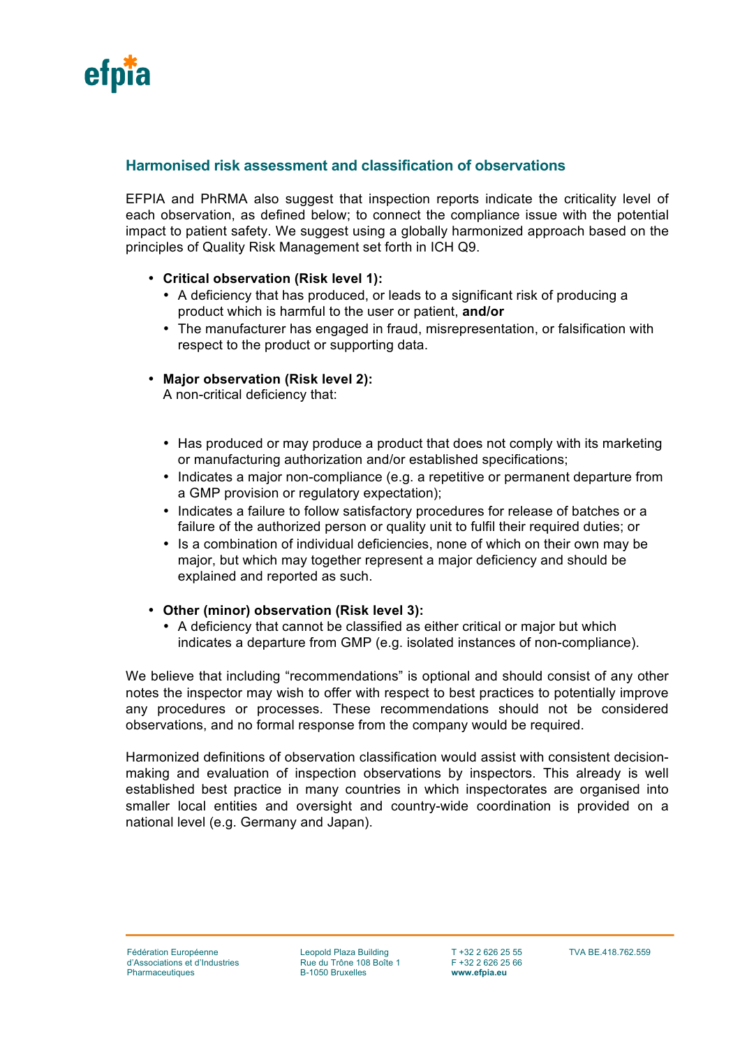## Harmonised risk assessment and classification of observations

EFPIA and PhRMA also suggest that inspection reports indicate the criticality level of each observation, as defined below; to connect the compliance issue with the potential impact to patient safety. We suggest using a globally harmonized approach based on the principles of Quality Risk Management set forth in ICH Q9.

- **Critical observation (Risk level 1):**
  - A deficiency that has produced, or leads to a significant risk of producing a product which is harmful to the user or patient, **and/or**
  - The manufacturer has engaged in fraud, misrepresentation, or falsification with respect to the product or supporting data.

- **Major observation (Risk level 2):**
  A non-critical deficiency that:

  - Has produced or may produce a product that does not comply with its marketing or manufacturing authorization and/or established specifications;
  - Indicates a major non-compliance (e.g. a repetitive or permanent departure from a GMP provision or regulatory expectation);
  - Indicates a failure to follow satisfactory procedures for release of batches or a failure of the authorized person or quality unit to fulfil their required duties; or
  - Is a combination of individual deficiencies, none of which on their own may be major, but which may together represent a major deficiency and should be explained and reported as such.

- **Other (minor) observation (Risk level 3):**
  - A deficiency that cannot be classified as either critical or major but which indicates a departure from GMP (e.g. isolated instances of non-compliance).

We believe that including "recommendations" is optional and should consist of any other notes the inspector may wish to offer with respect to best practices to potentially improve any procedures or processes. These recommendations should not be considered observations, and no formal response from the company would be required.

Harmonized definitions of observation classification would assist with consistent decision-making and evaluation of inspection observations by inspectors. This already is well established best practice in many countries in which inspectorates are organised into smaller local entities and oversight and country-wide coordination is provided on a national level (e.g. Germany and Japan).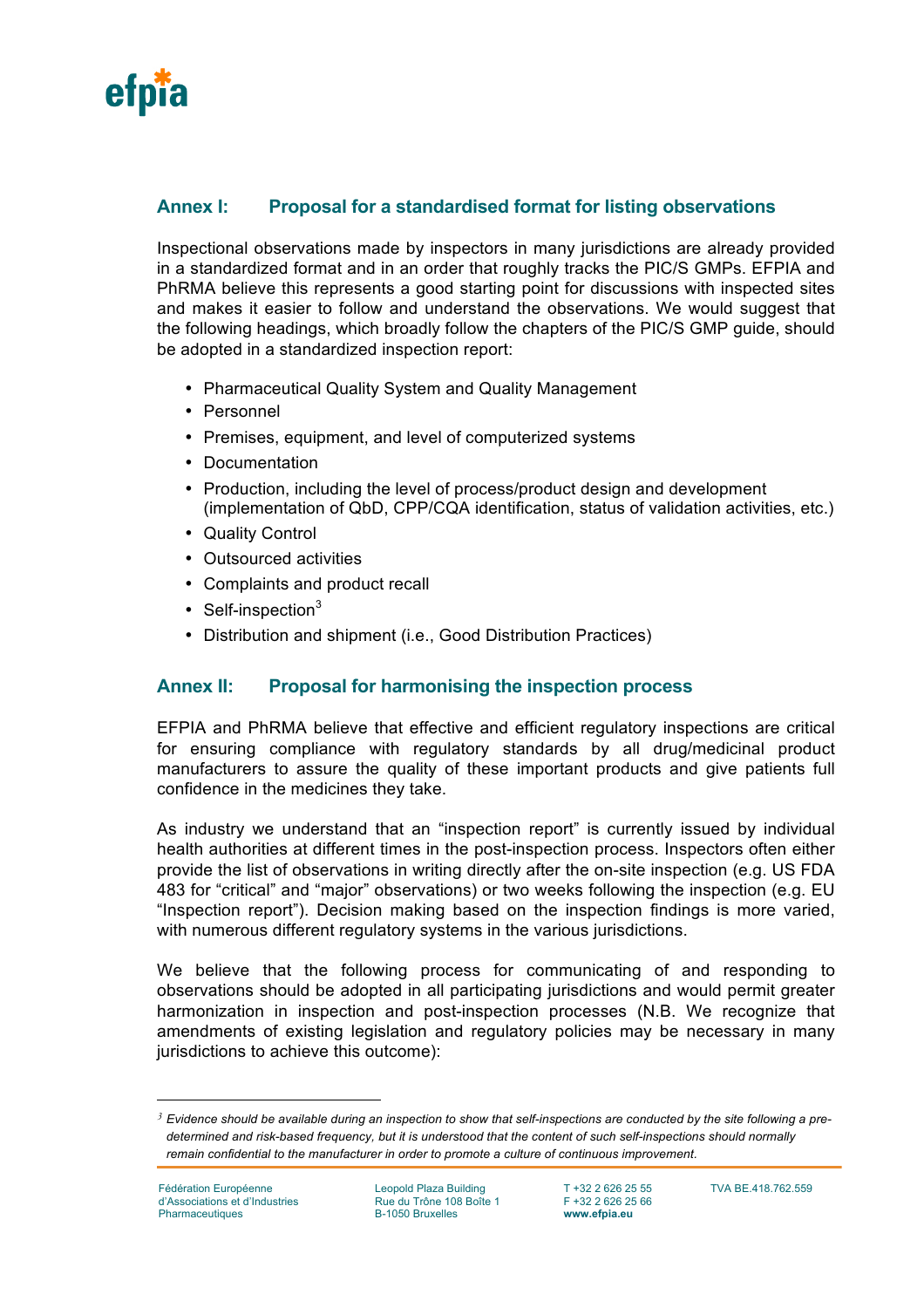## Annex I: Proposal for a standardised format for listing observations

Inspectional observations made by inspectors in many jurisdictions are already provided in a standardized format and in an order that roughly tracks the PIC/S GMPs. EFPIA and PhRMA believe this represents a good starting point for discussions with inspected sites and makes it easier to follow and understand the observations. We would suggest that the following headings, which broadly follow the chapters of the PIC/S GMP guide, should be adopted in a standardized inspection report:

- Pharmaceutical Quality System and Quality Management
- Personnel
- Premises, equipment, and level of computerized systems
- Documentation
- Production, including the level of process/product design and development (implementation of QbD, CPP/CQA identification, status of validation activities, etc.)
- Quality Control
- Outsourced activities
- Complaints and product recall
- Self-inspection[3]
- Distribution and shipment (i.e., Good Distribution Practices)

## Annex II: Proposal for harmonising the inspection process

EFPIA and PhRMA believe that effective and efficient regulatory inspections are critical for ensuring compliance with regulatory standards by all drug/medicinal product manufacturers to assure the quality of these important products and give patients full confidence in the medicines they take.

As industry we understand that an "inspection report" is currently issued by individual health authorities at different times in the post-inspection process. Inspectors often either provide the list of observations in writing directly after the on-site inspection (e.g. US FDA 483 for "critical" and "major" observations) or two weeks following the inspection (e.g. EU "Inspection report"). Decision making based on the inspection findings is more varied, with numerous different regulatory systems in the various jurisdictions.

We believe that the following process for communicating of and responding to observations should be adopted in all participating jurisdictions and would permit greater harmonization in inspection and post-inspection processes (N.B. We recognize that amendments of existing legislation and regulatory policies may be necessary in many jurisdictions to achieve this outcome):

---

[3] *Evidence should be available during an inspection to show that self-inspections are conducted by the site following a pre-determined and risk-based frequency, but it is understood that the content of such self-inspections should normally remain confidential to the manufacturer in order to promote a culture of continuous improvement.*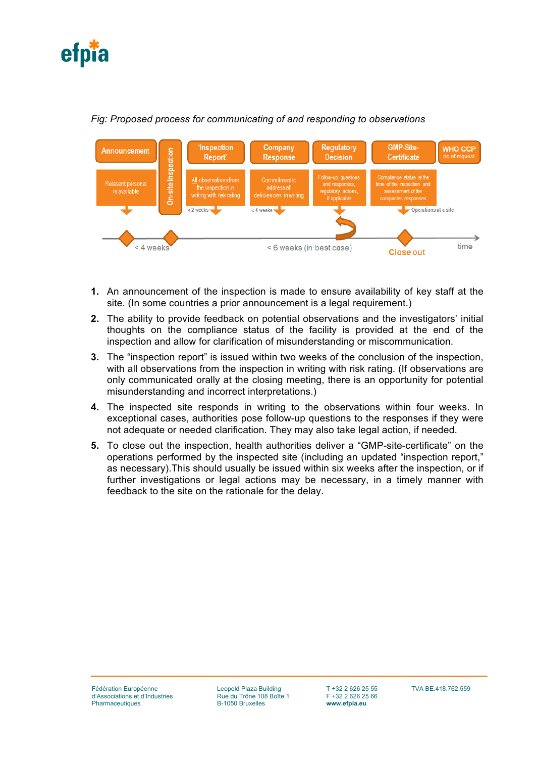*Fig: Proposed process for communicating of and responding to observations*

Announcement

Relevant personal is available

On-site Inspection

'Inspection Report'

All observations from the inspection in writing with risk rating

< 2 weeks

Company Response

Commitment to address all deficiencies in writing

< 4 weeks

Regulatory Decision

Follow-up questions and responses, regulatory actions, if applicable

GMP-Site-Certificate

Compliance status at the time of the inspection and assessment of the companies responses

Operations at a site

WHO CCP as of request

< 4 weeks

< 6 weeks (in best case)

Close out

time

1. An announcement of the inspection is made to ensure availability of key staff at the site. (In some countries a prior announcement is a legal requirement.)
2. The ability to provide feedback on potential observations and the investigators' initial thoughts on the compliance status of the facility is provided at the end of the inspection and allow for clarification of misunderstanding or miscommunication.
3. The "inspection report" is issued within two weeks of the conclusion of the inspection, with all observations from the inspection in writing with risk rating. (If observations are only communicated orally at the closing meeting, there is an opportunity for potential misunderstanding and incorrect interpretations.)
4. The inspected site responds in writing to the observations within four weeks. In exceptional cases, authorities pose follow-up questions to the responses if they were not adequate or needed clarification. They may also take legal action, if needed.
5. To close out the inspection, health authorities deliver a "GMP-site-certificate" on the operations performed by the inspected site (including an updated "inspection report," as necessary).This should usually be issued within six weeks after the inspection, or if further investigations or legal actions may be necessary, in a timely manner with feedback to the site on the rationale for the delay.